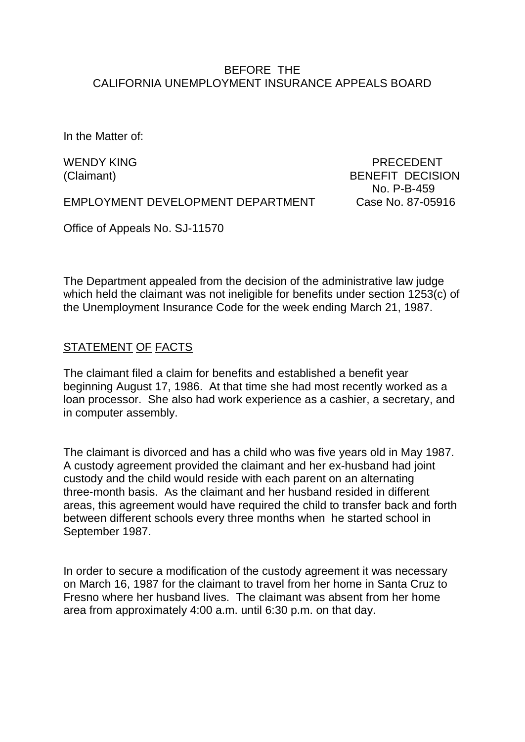BEFORE THE
CALIFORNIA UNEMPLOYMENT INSURANCE APPEALS BOARD

In the Matter of:

WENDY KING
(Claimant)

PRECEDENT
BENEFIT DECISION
No. P-B-459

EMPLOYMENT DEVELOPMENT DEPARTMENT

Case No. 87-05916

Office of Appeals No. SJ-11570

The Department appealed from the decision of the administrative law judge which held the claimant was not ineligible for benefits under section 1253(c) of the Unemployment Insurance Code for the week ending March 21, 1987.

STATEMENT OF FACTS

The claimant filed a claim for benefits and established a benefit year beginning August 17, 1986. At that time she had most recently worked as a loan processor. She also had work experience as a cashier, a secretary, and in computer assembly.

The claimant is divorced and has a child who was five years old in May 1987. A custody agreement provided the claimant and her ex-husband had joint custody and the child would reside with each parent on an alternating three-month basis. As the claimant and her husband resided in different areas, this agreement would have required the child to transfer back and forth between different schools every three months when he started school in September 1987.

In order to secure a modification of the custody agreement it was necessary on March 16, 1987 for the claimant to travel from her home in Santa Cruz to Fresno where her husband lives. The claimant was absent from her home area from approximately 4:00 a.m. until 6:30 p.m. on that day.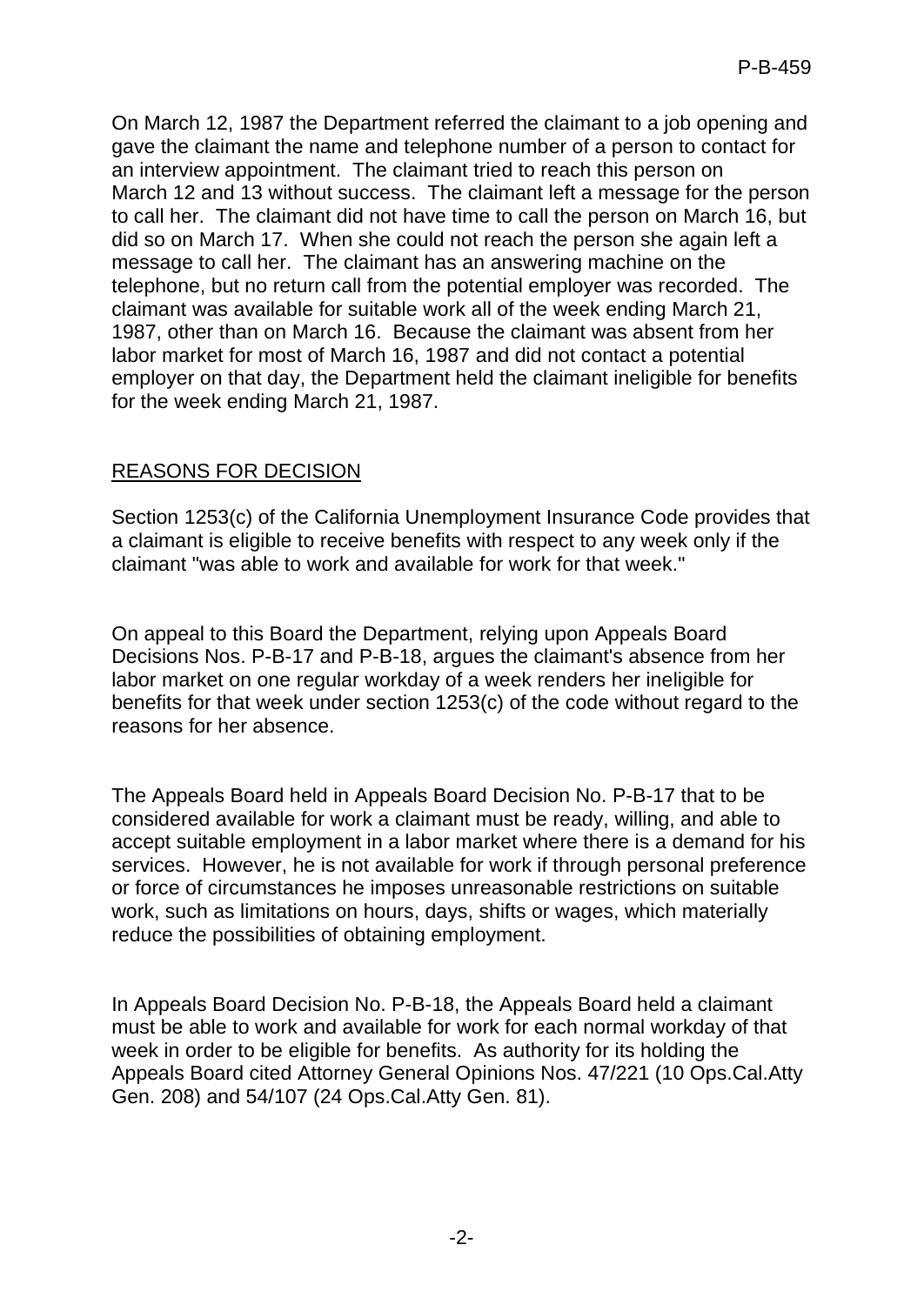On March 12, 1987 the Department referred the claimant to a job opening and gave the claimant the name and telephone number of a person to contact for an interview appointment. The claimant tried to reach this person on March 12 and 13 without success. The claimant left a message for the person to call her. The claimant did not have time to call the person on March 16, but did so on March 17. When she could not reach the person she again left a message to call her. The claimant has an answering machine on the telephone, but no return call from the potential employer was recorded. The claimant was available for suitable work all of the week ending March 21, 1987, other than on March 16. Because the claimant was absent from her labor market for most of March 16, 1987 and did not contact a potential employer on that day, the Department held the claimant ineligible for benefits for the week ending March 21, 1987.

## REASONS FOR DECISION

Section 1253(c) of the California Unemployment Insurance Code provides that a claimant is eligible to receive benefits with respect to any week only if the claimant "was able to work and available for work for that week."

On appeal to this Board the Department, relying upon Appeals Board Decisions Nos. P-B-17 and P-B-18, argues the claimant's absence from her labor market on one regular workday of a week renders her ineligible for benefits for that week under section 1253(c) of the code without regard to the reasons for her absence.

The Appeals Board held in Appeals Board Decision No. P-B-17 that to be considered available for work a claimant must be ready, willing, and able to accept suitable employment in a labor market where there is a demand for his services. However, he is not available for work if through personal preference or force of circumstances he imposes unreasonable restrictions on suitable work, such as limitations on hours, days, shifts or wages, which materially reduce the possibilities of obtaining employment.

In Appeals Board Decision No. P-B-18, the Appeals Board held a claimant must be able to work and available for work for each normal workday of that week in order to be eligible for benefits. As authority for its holding the Appeals Board cited Attorney General Opinions Nos. 47/221 (10 Ops.Cal.Atty Gen. 208) and 54/107 (24 Ops.Cal.Atty Gen. 81).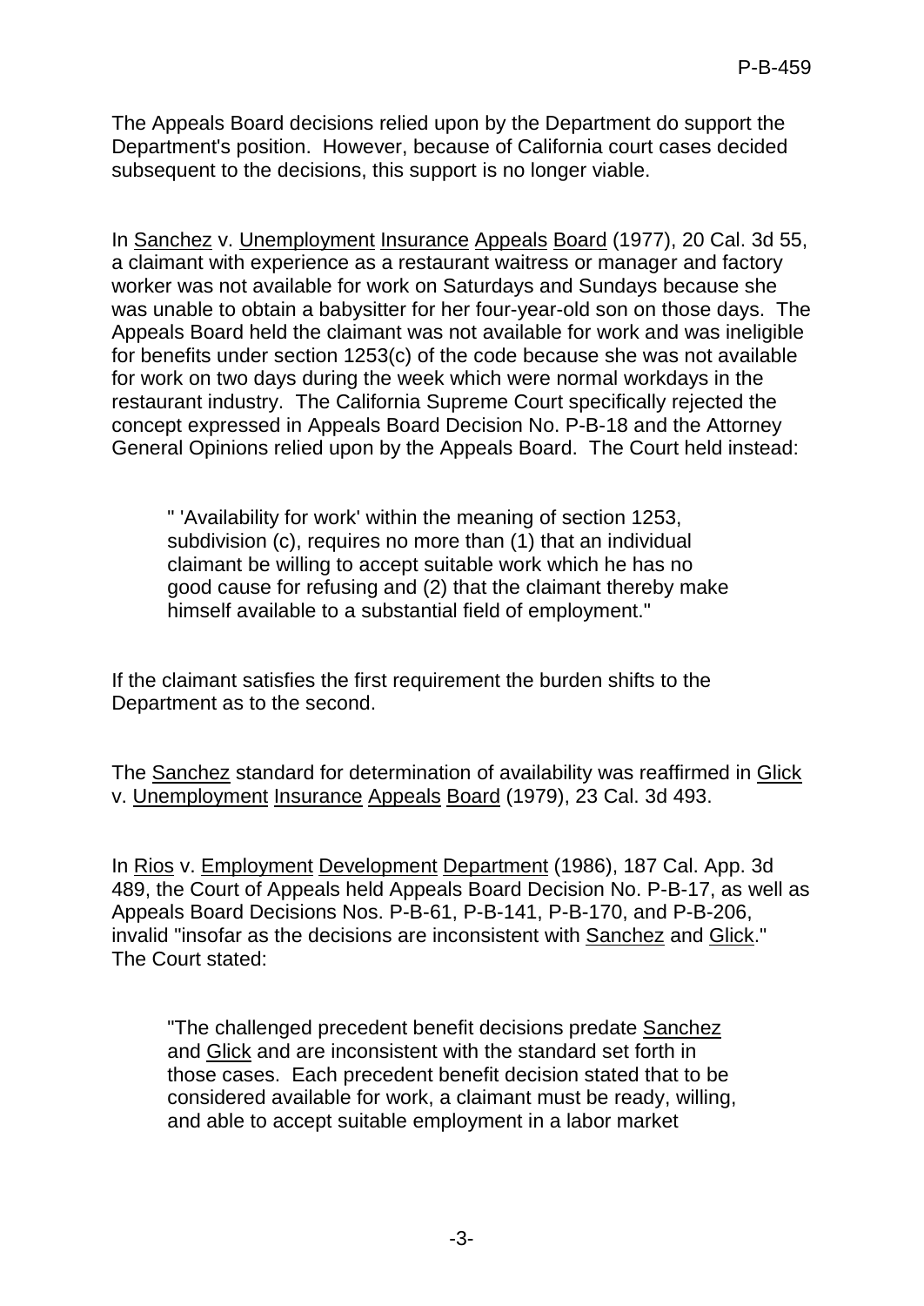The Appeals Board decisions relied upon by the Department do support the Department's position. However, because of California court cases decided subsequent to the decisions, this support is no longer viable.

In Sanchez v. Unemployment Insurance Appeals Board (1977), 20 Cal. 3d 55, a claimant with experience as a restaurant waitress or manager and factory worker was not available for work on Saturdays and Sundays because she was unable to obtain a babysitter for her four-year-old son on those days. The Appeals Board held the claimant was not available for work and was ineligible for benefits under section 1253(c) of the code because she was not available for work on two days during the week which were normal workdays in the restaurant industry. The California Supreme Court specifically rejected the concept expressed in Appeals Board Decision No. P-B-18 and the Attorney General Opinions relied upon by the Appeals Board. The Court held instead:

> " 'Availability for work' within the meaning of section 1253, subdivision (c), requires no more than (1) that an individual claimant be willing to accept suitable work which he has no good cause for refusing and (2) that the claimant thereby make himself available to a substantial field of employment."

If the claimant satisfies the first requirement the burden shifts to the Department as to the second.

The Sanchez standard for determination of availability was reaffirmed in Glick v. Unemployment Insurance Appeals Board (1979), 23 Cal. 3d 493.

In Rios v. Employment Development Department (1986), 187 Cal. App. 3d 489, the Court of Appeals held Appeals Board Decision No. P-B-17, as well as Appeals Board Decisions Nos. P-B-61, P-B-141, P-B-170, and P-B-206, invalid "insofar as the decisions are inconsistent with Sanchez and Glick." The Court stated:

> "The challenged precedent benefit decisions predate Sanchez and Glick and are inconsistent with the standard set forth in those cases. Each precedent benefit decision stated that to be considered available for work, a claimant must be ready, willing, and able to accept suitable employment in a labor market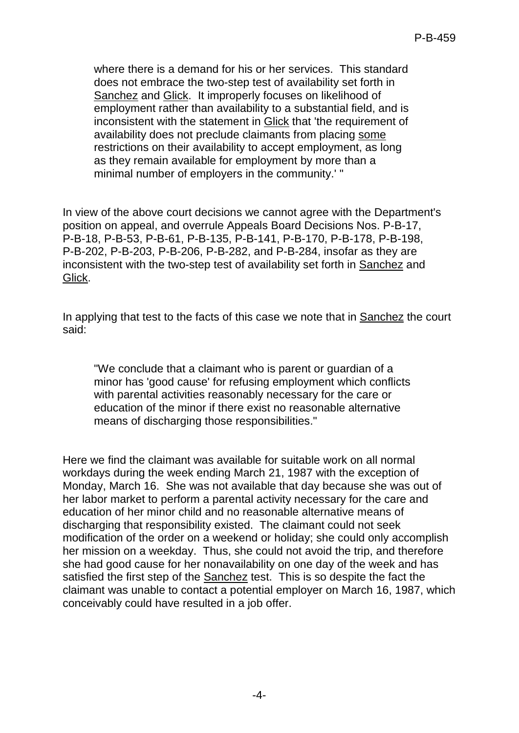> where there is a demand for his or her services. This standard does not embrace the two-step test of availability set forth in Sanchez and Glick. It improperly focuses on likelihood of employment rather than availability to a substantial field, and is inconsistent with the statement in Glick that 'the requirement of availability does not preclude claimants from placing some restrictions on their availability to accept employment, as long as they remain available for employment by more than a minimal number of employers in the community.' "

In view of the above court decisions we cannot agree with the Department's position on appeal, and overrule Appeals Board Decisions Nos. P-B-17, P-B-18, P-B-53, P-B-61, P-B-135, P-B-141, P-B-170, P-B-178, P-B-198, P-B-202, P-B-203, P-B-206, P-B-282, and P-B-284, insofar as they are inconsistent with the two-step test of availability set forth in Sanchez and Glick.

In applying that test to the facts of this case we note that in Sanchez the court said:

> "We conclude that a claimant who is parent or guardian of a minor has 'good cause' for refusing employment which conflicts with parental activities reasonably necessary for the care or education of the minor if there exist no reasonable alternative means of discharging those responsibilities."

Here we find the claimant was available for suitable work on all normal workdays during the week ending March 21, 1987 with the exception of Monday, March 16. She was not available that day because she was out of her labor market to perform a parental activity necessary for the care and education of her minor child and no reasonable alternative means of discharging that responsibility existed. The claimant could not seek modification of the order on a weekend or holiday; she could only accomplish her mission on a weekday. Thus, she could not avoid the trip, and therefore she had good cause for her nonavailability on one day of the week and has satisfied the first step of the Sanchez test. This is so despite the fact the claimant was unable to contact a potential employer on March 16, 1987, which conceivably could have resulted in a job offer.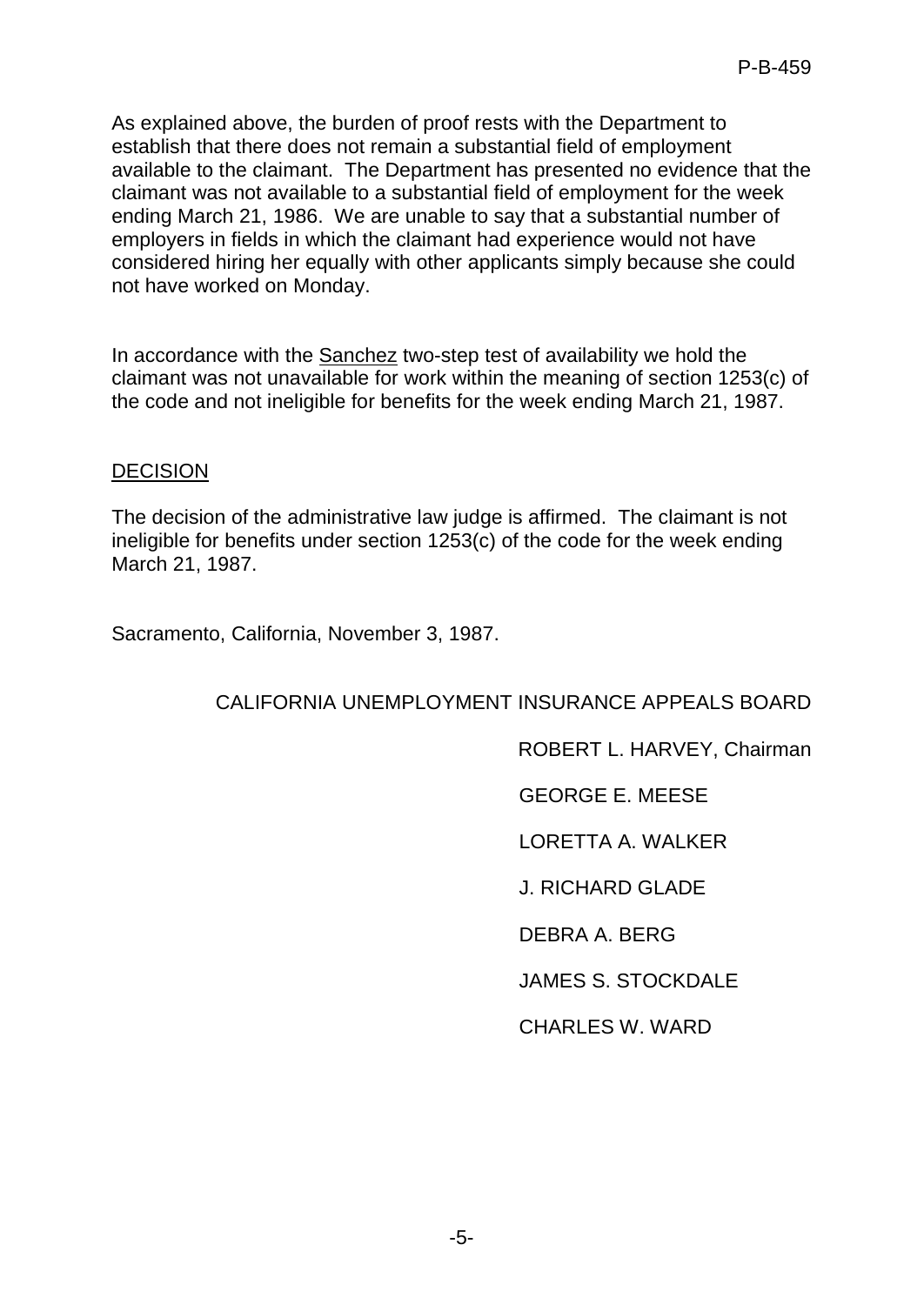As explained above, the burden of proof rests with the Department to establish that there does not remain a substantial field of employment available to the claimant. The Department has presented no evidence that the claimant was not available to a substantial field of employment for the week ending March 21, 1986. We are unable to say that a substantial number of employers in fields in which the claimant had experience would not have considered hiring her equally with other applicants simply because she could not have worked on Monday.

In accordance with the Sanchez two-step test of availability we hold the claimant was not unavailable for work within the meaning of section 1253(c) of the code and not ineligible for benefits for the week ending March 21, 1987.

## DECISION

The decision of the administrative law judge is affirmed. The claimant is not ineligible for benefits under section 1253(c) of the code for the week ending March 21, 1987.

Sacramento, California, November 3, 1987.

CALIFORNIA UNEMPLOYMENT INSURANCE APPEALS BOARD

ROBERT L. HARVEY, Chairman

GEORGE E. MEESE

LORETTA A. WALKER

J. RICHARD GLADE

DEBRA A. BERG

JAMES S. STOCKDALE

CHARLES W. WARD